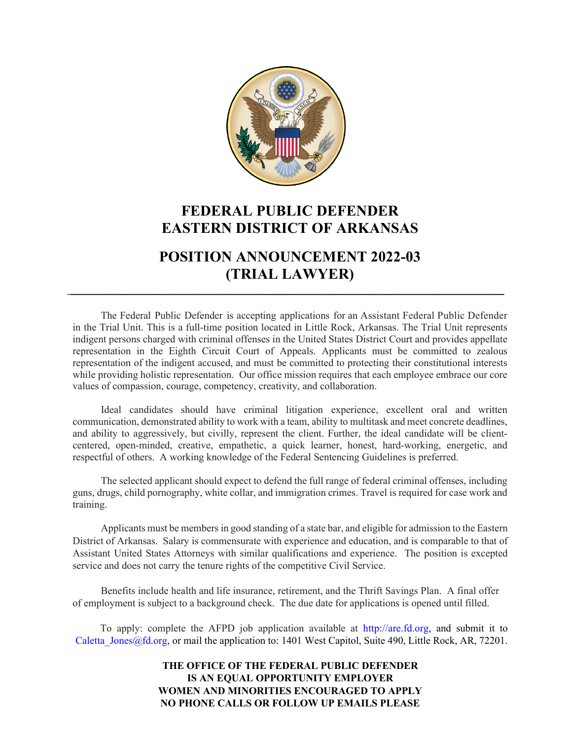# FEDERAL PUBLIC DEFENDER
# EASTERN DISTRICT OF ARKANSAS

## POSITION ANNOUNCEMENT 2022-03
## (TRIAL LAWYER)

---

The Federal Public Defender is accepting applications for an Assistant Federal Public Defender in the Trial Unit. This is a full-time position located in Little Rock, Arkansas. The Trial Unit represents indigent persons charged with criminal offenses in the United States District Court and provides appellate representation in the Eighth Circuit Court of Appeals. Applicants must be committed to zealous representation of the indigent accused, and must be committed to protecting their constitutional interests while providing holistic representation. Our office mission requires that each employee embrace our core values of compassion, courage, competency, creativity, and collaboration.

Ideal candidates should have criminal litigation experience, excellent oral and written communication, demonstrated ability to work with a team, ability to multitask and meet concrete deadlines, and ability to aggressively, but civilly, represent the client. Further, the ideal candidate will be client-centered, open-minded, creative, empathetic, a quick learner, honest, hard-working, energetic, and respectful of others. A working knowledge of the Federal Sentencing Guidelines is preferred.

The selected applicant should expect to defend the full range of federal criminal offenses, including guns, drugs, child pornography, white collar, and immigration crimes. Travel is required for case work and training.

Applicants must be members in good standing of a state bar, and eligible for admission to the Eastern District of Arkansas. Salary is commensurate with experience and education, and is comparable to that of Assistant United States Attorneys with similar qualifications and experience. The position is excepted service and does not carry the tenure rights of the competitive Civil Service.

Benefits include health and life insurance, retirement, and the Thrift Savings Plan. A final offer of employment is subject to a background check. The due date for applications is opened until filled.

To apply: complete the AFPD job application available at http://are.fd.org, and submit it to Caletta_Jones@fd.org, or mail the application to: 1401 West Capitol, Suite 490, Little Rock, AR, 72201.

**THE OFFICE OF THE FEDERAL PUBLIC DEFENDER**
**IS AN EQUAL OPPORTUNITY EMPLOYER**
**WOMEN AND MINORITIES ENCOURAGED TO APPLY**
**NO PHONE CALLS OR FOLLOW UP EMAILS PLEASE**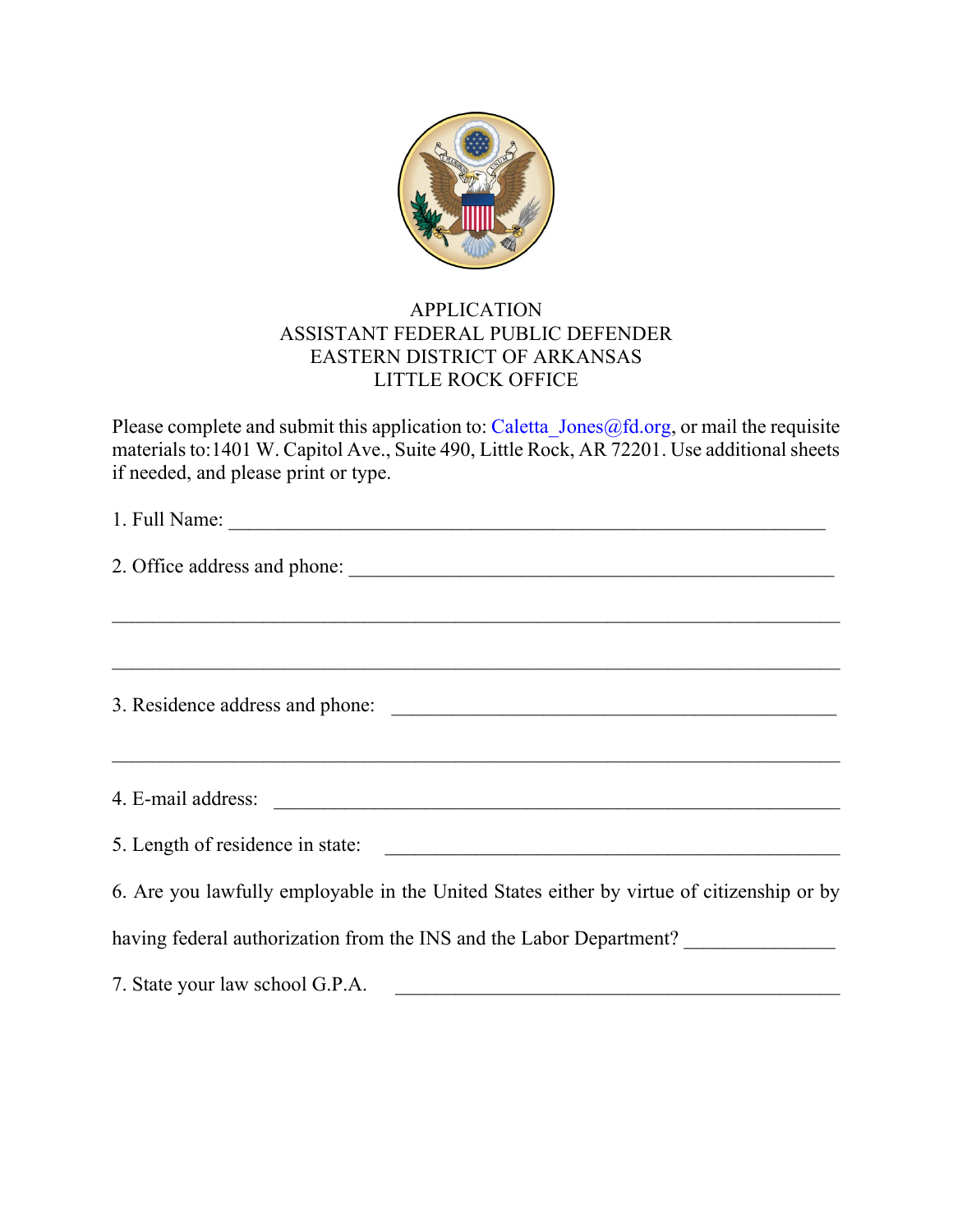# APPLICATION
## ASSISTANT FEDERAL PUBLIC DEFENDER
## EASTERN DISTRICT OF ARKANSAS
## LITTLE ROCK OFFICE

Please complete and submit this application to: Caletta_Jones@fd.org, or mail the requisite materials to:1401 W. Capitol Ave., Suite 490, Little Rock, AR 72201. Use additional sheets if needed, and please print or type.

1. Full Name: ____________________________________________________________

2. Office address and phone: __________________________________________________

______________________________________________________________________

______________________________________________________________________

3. Residence address and phone: _______________________________________________

______________________________________________________________________

4. E-mail address: __________________________________________________________

5. Length of residence in state: ________________________________________________

6. Are you lawfully employable in the United States either by virtue of citizenship or by having federal authorization from the INS and the Labor Department? _______________

7. State your law school G.P.A. _______________________________________________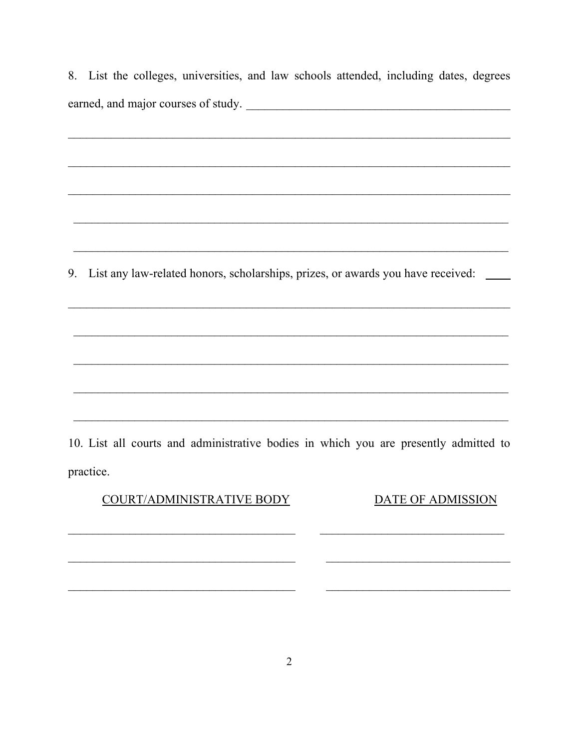8. List the colleges, universities, and law schools attended, including dates, degrees earned, and major courses of study. ____________________________________________

_____________________________________________________________________________

_____________________________________________________________________________

_____________________________________________________________________________

_____________________________________________________________________________

_____________________________________________________________________________

9. List any law-related honors, scholarships, prizes, or awards you have received: ____

_____________________________________________________________________________

_____________________________________________________________________________

_____________________________________________________________________________

_____________________________________________________________________________

_____________________________________________________________________________

10. List all courts and administrative bodies in which you are presently admitted to practice.

| COURT/ADMINISTRATIVE BODY | DATE OF ADMISSION |
| --- | --- |
| ______________________________________ | ______________________________ |
| ______________________________________ | ______________________________ |
| ______________________________________ | ______________________________ |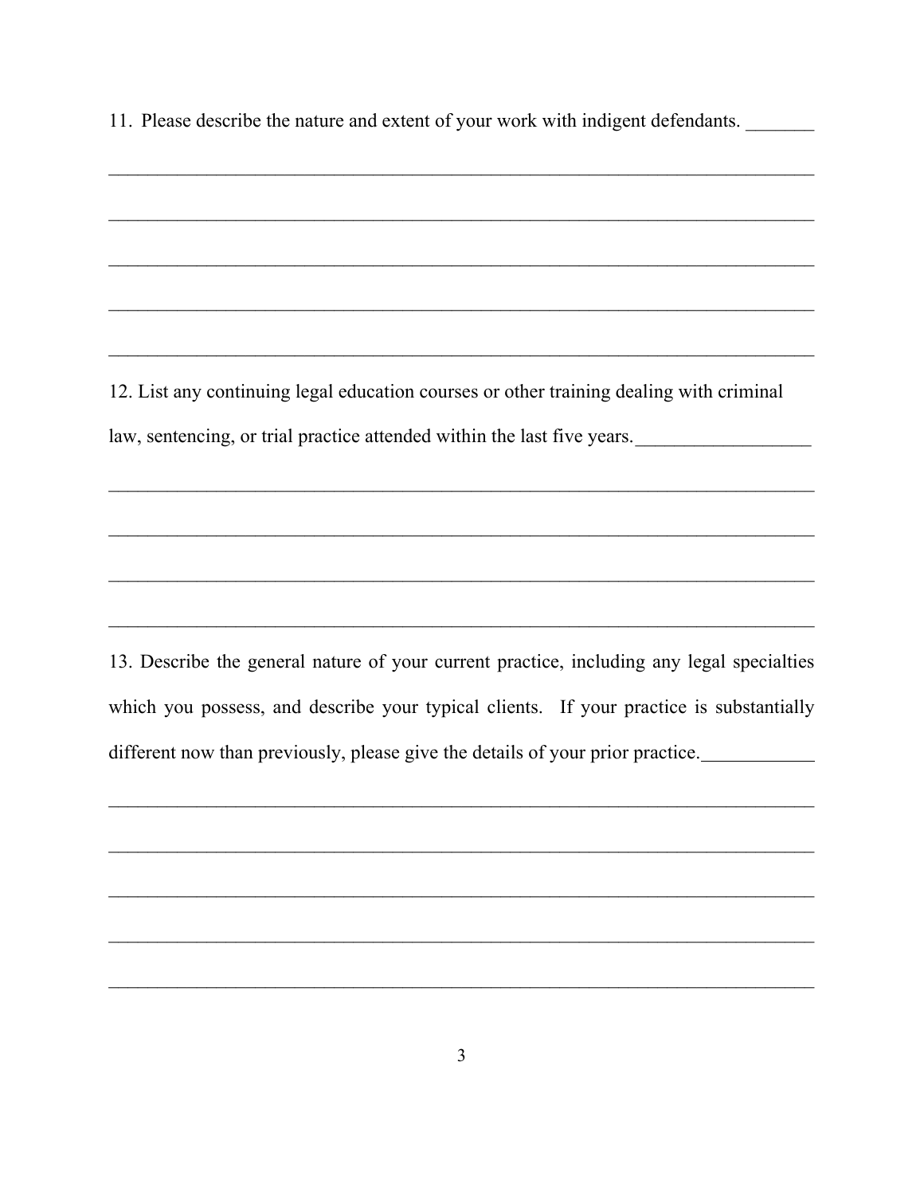11. Please describe the nature and extent of your work with indigent defendants. _______

____________________________________________________________________________

____________________________________________________________________________

____________________________________________________________________________

____________________________________________________________________________

____________________________________________________________________________

12. List any continuing legal education courses or other training dealing with criminal law, sentencing, or trial practice attended within the last five years.__________________

____________________________________________________________________________

____________________________________________________________________________

____________________________________________________________________________

____________________________________________________________________________

13. Describe the general nature of your current practice, including any legal specialties which you possess, and describe your typical clients. If your practice is substantially different now than previously, please give the details of your prior practice.____________

____________________________________________________________________________

____________________________________________________________________________

____________________________________________________________________________

____________________________________________________________________________

____________________________________________________________________________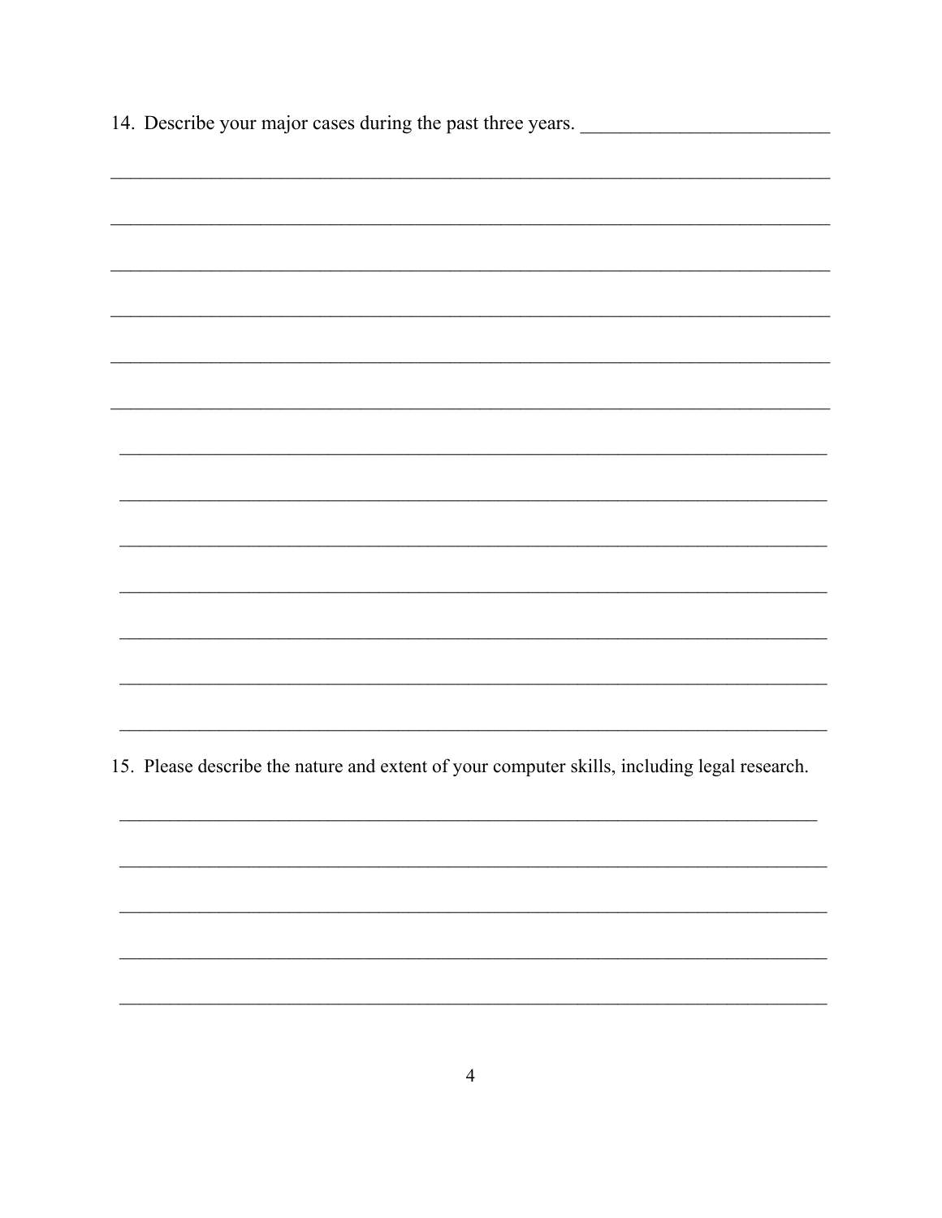14. Describe your major cases during the past three years. _________________________

_____________________________________________________________________________

_____________________________________________________________________________

_____________________________________________________________________________

_____________________________________________________________________________

_____________________________________________________________________________

_____________________________________________________________________________

_____________________________________________________________________________

_____________________________________________________________________________

_____________________________________________________________________________

_____________________________________________________________________________

_____________________________________________________________________________

_____________________________________________________________________________

_____________________________________________________________________________

15. Please describe the nature and extent of your computer skills, including legal research.

_____________________________________________________________________________

_____________________________________________________________________________

_____________________________________________________________________________

_____________________________________________________________________________

_____________________________________________________________________________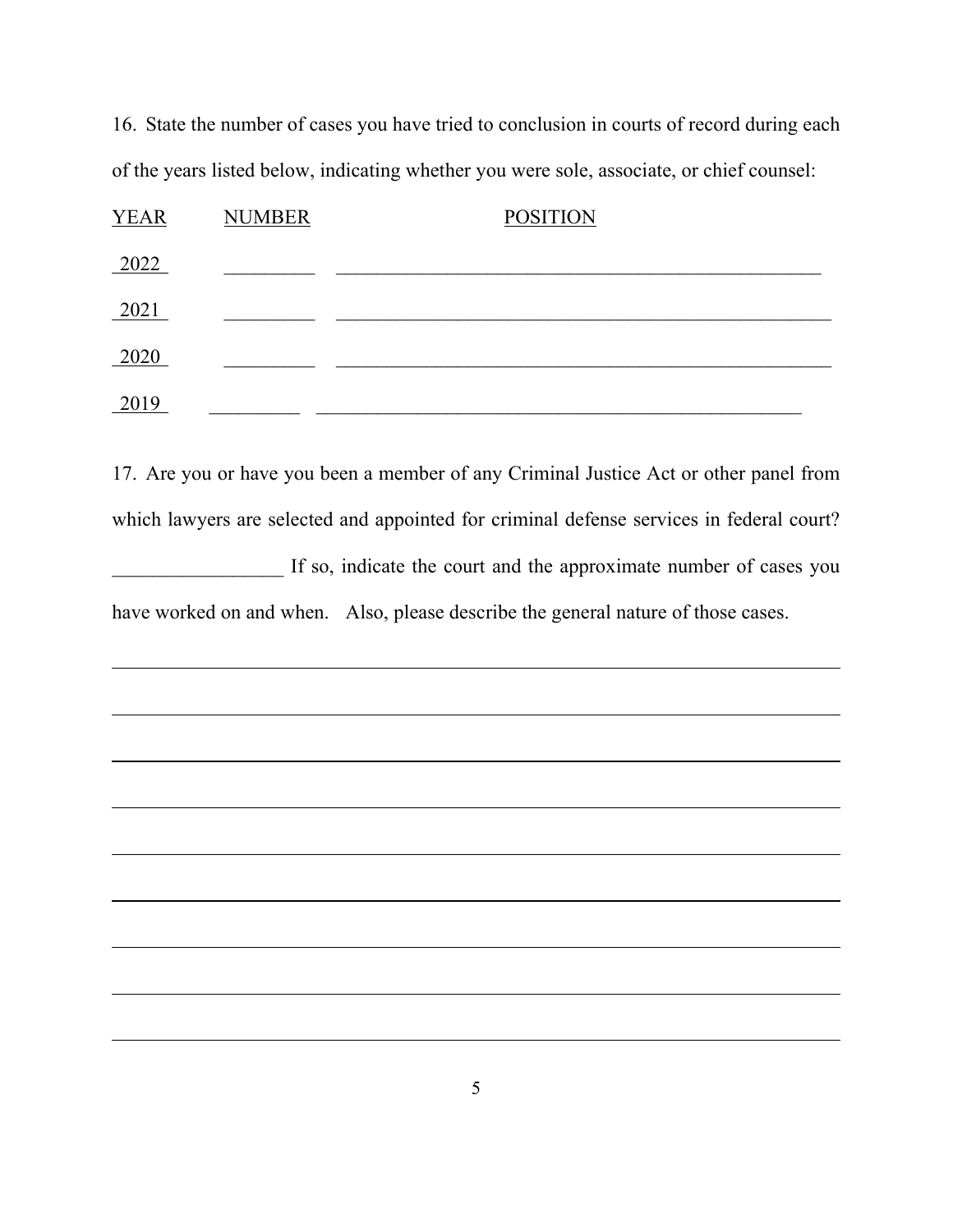16. State the number of cases you have tried to conclusion in courts of record during each of the years listed below, indicating whether you were sole, associate, or chief counsel:

| YEAR | NUMBER | POSITION |
| --- | --- | --- |
| 2022 | _________ | ____________________________________________________ |
| 2021 | _________ | _____________________________________________________ |
| 2020 | _________ | _____________________________________________________ |
| 2019 | _________ | ____________________________________________________ |

17. Are you or have you been a member of any Criminal Justice Act or other panel from which lawyers are selected and appointed for criminal defense services in federal court? _________________ If so, indicate the court and the approximate number of cases you have worked on and when. Also, please describe the general nature of those cases.

_______________________________________________________________________________

_______________________________________________________________________________

_______________________________________________________________________________

_______________________________________________________________________________

_______________________________________________________________________________

_______________________________________________________________________________

_______________________________________________________________________________

_______________________________________________________________________________

_______________________________________________________________________________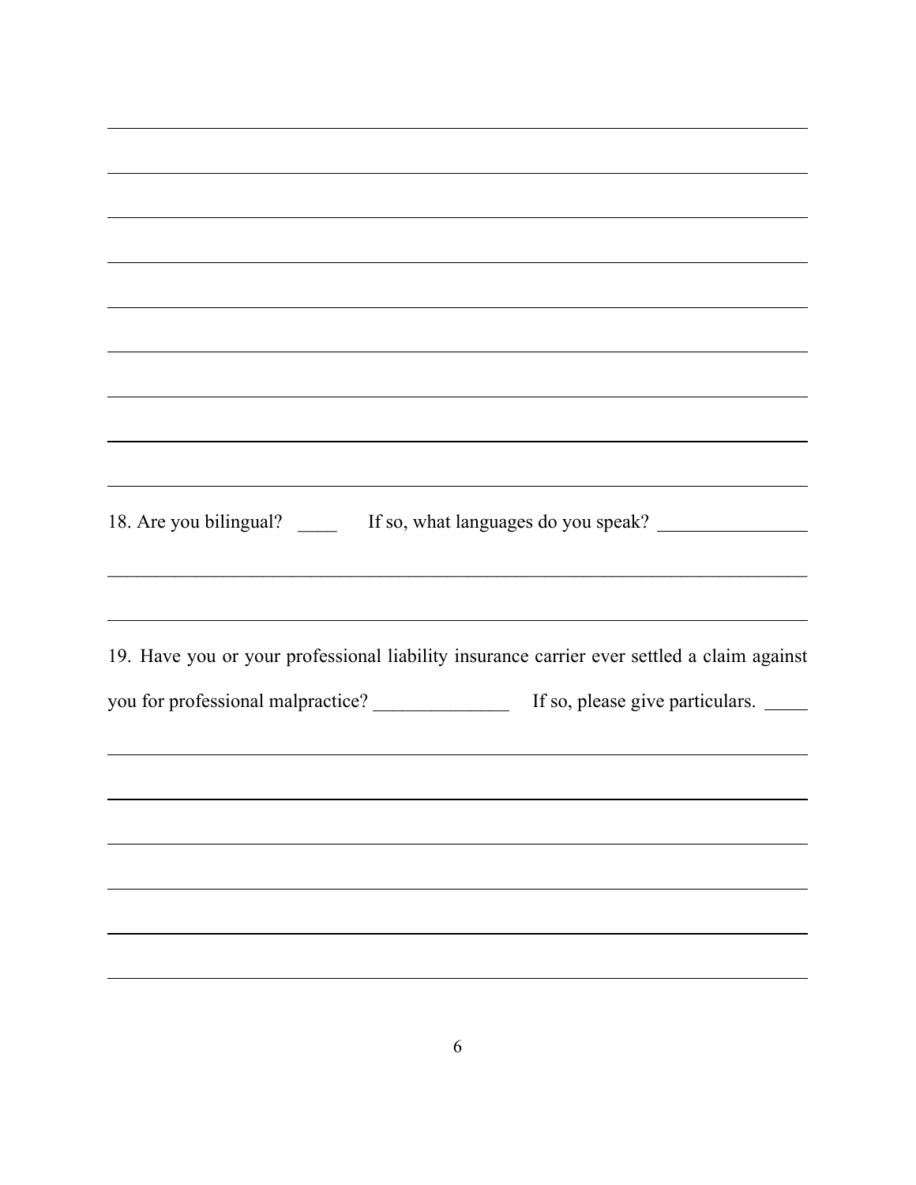18. Are you bilingual? ____ If so, what languages do you speak? ________________

19. Have you or your professional liability insurance carrier ever settled a claim against you for professional malpractice? ______________ If so, please give particulars. _____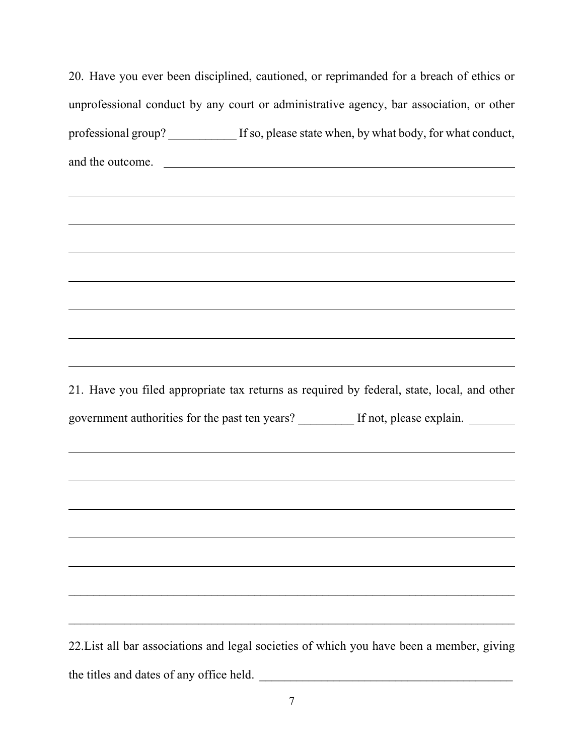20. Have you ever been disciplined, cautioned, or reprimanded for a breach of ethics or unprofessional conduct by any court or administrative agency, bar association, or other professional group? ___________ If so, please state when, by what body, for what conduct, and the outcome. ______________________________________________________________

_____________________________________________________________________________

_____________________________________________________________________________

_____________________________________________________________________________

_____________________________________________________________________________

_____________________________________________________________________________

_____________________________________________________________________________

_____________________________________________________________________________

21. Have you filed appropriate tax returns as required by federal, state, local, and other government authorities for the past ten years? _________ If not, please explain. ________

_____________________________________________________________________________

_____________________________________________________________________________

_____________________________________________________________________________

_____________________________________________________________________________

_____________________________________________________________________________

_____________________________________________________________________________

_____________________________________________________________________________

22.List all bar associations and legal societies of which you have been a member, giving the titles and dates of any office held. __________________________________________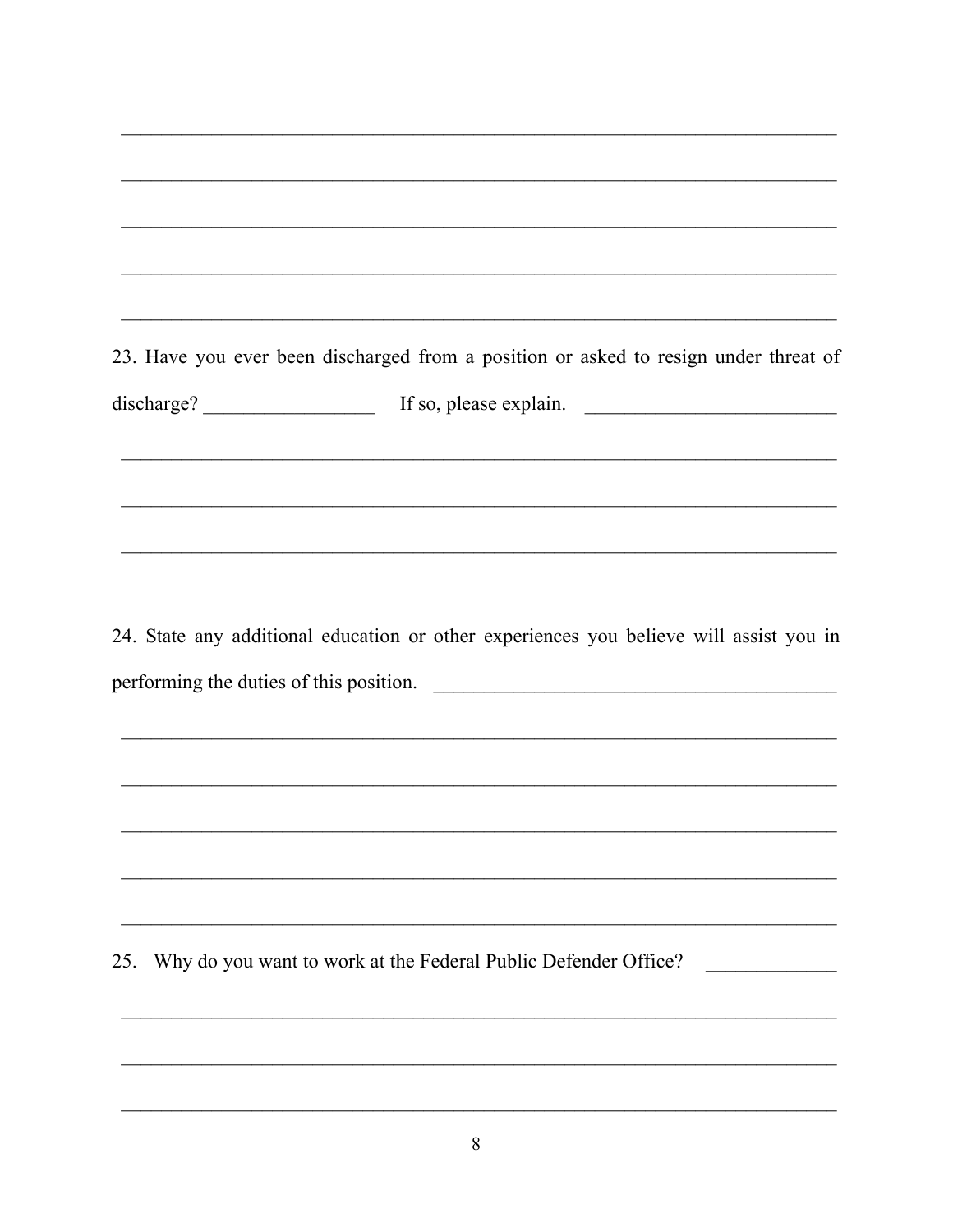______________________________________________________________________

______________________________________________________________________

______________________________________________________________________

______________________________________________________________________

______________________________________________________________________

23. Have you ever been discharged from a position or asked to resign under threat of discharge? _________________ If so, please explain. _________________________

______________________________________________________________________

______________________________________________________________________

______________________________________________________________________

24. State any additional education or other experiences you believe will assist you in performing the duties of this position. ________________________________________

______________________________________________________________________

______________________________________________________________________

______________________________________________________________________

______________________________________________________________________

______________________________________________________________________

25. Why do you want to work at the Federal Public Defender Office? _____________

______________________________________________________________________

______________________________________________________________________

______________________________________________________________________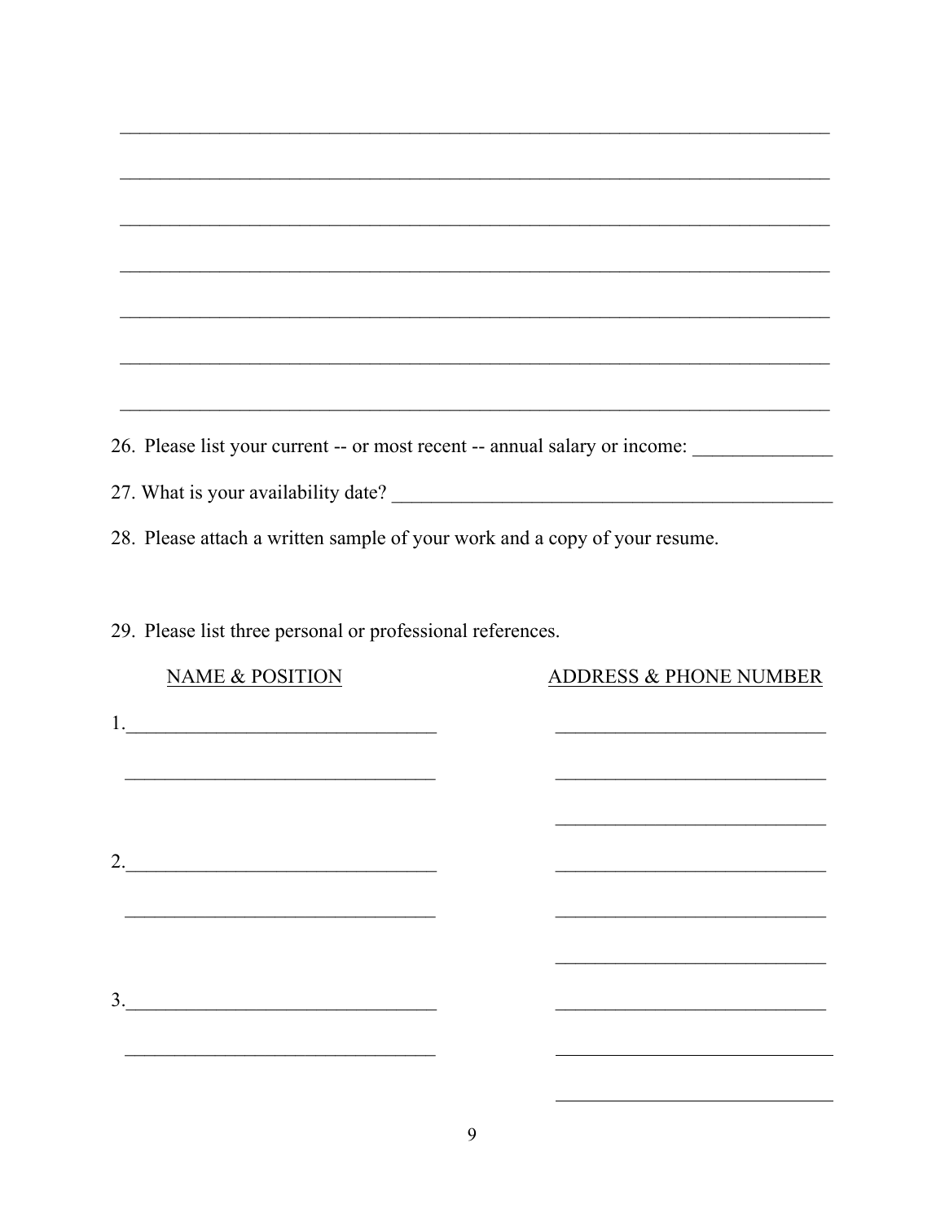______________________________________________________________________________

______________________________________________________________________________

______________________________________________________________________________

______________________________________________________________________________

______________________________________________________________________________

______________________________________________________________________________

______________________________________________________________________________

26. Please list your current -- or most recent -- annual salary or income: ______________

27. What is your availability date? ______________________________________________

28. Please attach a written sample of your work and a copy of your resume.

29. Please list three personal or professional references.

| NAME & POSITION | ADDRESS & PHONE NUMBER |
| --- | --- |
| 1.________________________________ | ____________________________ |
| ________________________________ | ____________________________ |
| | ____________________________ |
| 2.________________________________ | ____________________________ |
| ________________________________ | ____________________________ |
| | ____________________________ |
| 3.________________________________ | ____________________________ |
| ________________________________ | ____________________________ |
| | ____________________________ |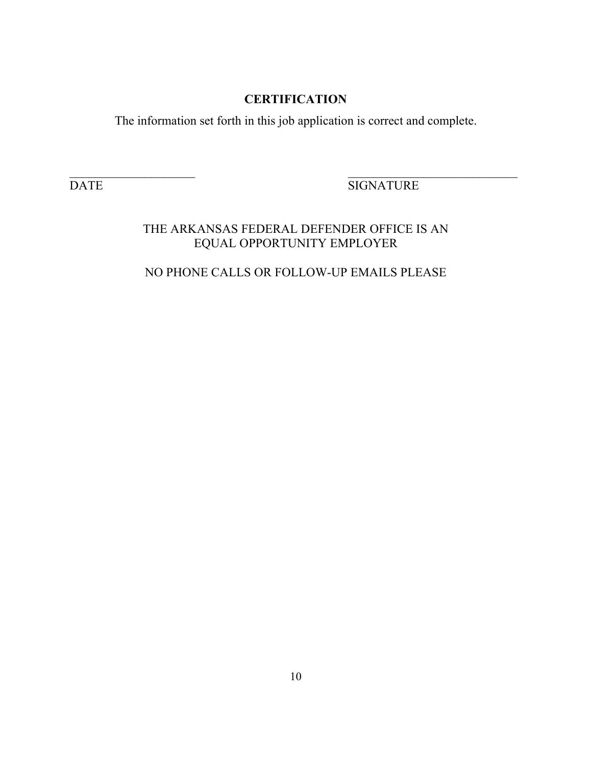## CERTIFICATION

The information set forth in this job application is correct and complete.

_____________________ _____________________________
DATE SIGNATURE

THE ARKANSAS FEDERAL DEFENDER OFFICE IS AN
EQUAL OPPORTUNITY EMPLOYER

NO PHONE CALLS OR FOLLOW-UP EMAILS PLEASE